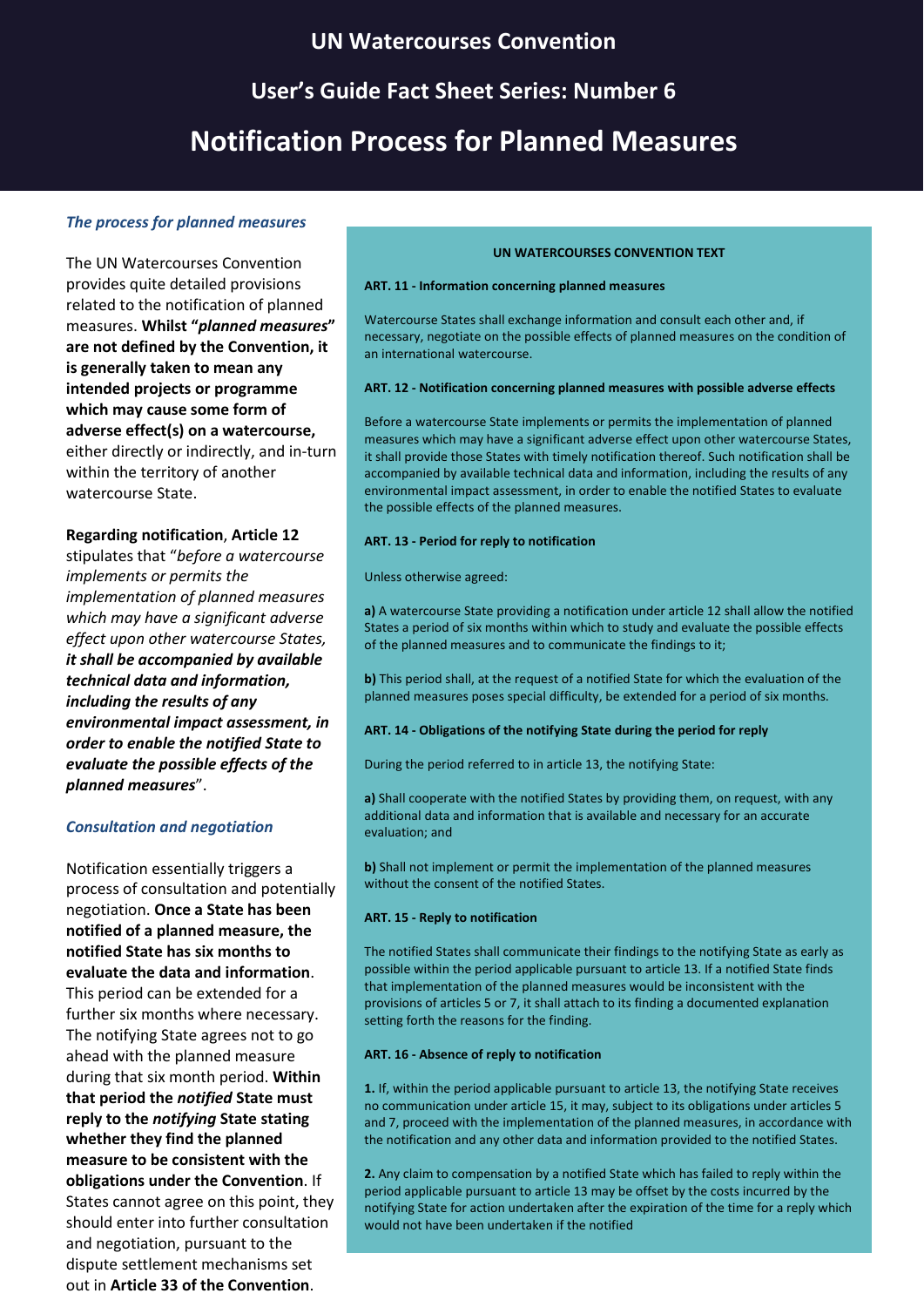# UN Watercourses Convention

## User's Guide Fact Sheet Series: Number 6

# Notification Process for Planned Measures

### *The process for planned measures*

The UN Watercourses Convention provides quite detailed provisions related to the notification of planned measures. **Whilst "*planned measures*" are not defined by the Convention, it is generally taken to mean any intended projects or programme which may cause some form of adverse effect(s) on a watercourse,** either directly or indirectly, and in-turn within the territory of another watercourse State.

**Regarding notification**, **Article 12** stipulates that "*before a watercourse implements or permits the implementation of planned measures which may have a significant adverse effect upon other watercourse States, **it shall be accompanied by available technical data and information, including the results of any environmental impact assessment, in order to enable the notified State to evaluate the possible effects of the planned measures***".

### *Consultation and negotiation*

Notification essentially triggers a process of consultation and potentially negotiation. **Once a State has been notified of a planned measure, the notified State has six months to evaluate the data and information**. This period can be extended for a further six months where necessary. The notifying State agrees not to go ahead with the planned measure during that six month period. **Within that period the *notified* State must reply to the *notifying* State stating whether they find the planned measure to be consistent with the obligations under the Convention**. If States cannot agree on this point, they should enter into further consultation and negotiation, pursuant to the dispute settlement mechanisms set out in **Article 33 of the Convention**.

---

**UN WATERCOURSES CONVENTION TEXT**

**ART. 11 - Information concerning planned measures**

Watercourse States shall exchange information and consult each other and, if necessary, negotiate on the possible effects of planned measures on the condition of an international watercourse.

**ART. 12 - Notification concerning planned measures with possible adverse effects**

Before a watercourse State implements or permits the implementation of planned measures which may have a significant adverse effect upon other watercourse States, it shall provide those States with timely notification thereof. Such notification shall be accompanied by available technical data and information, including the results of any environmental impact assessment, in order to enable the notified States to evaluate the possible effects of the planned measures.

**ART. 13 - Period for reply to notification**

Unless otherwise agreed:

**a)** A watercourse State providing a notification under article 12 shall allow the notified States a period of six months within which to study and evaluate the possible effects of the planned measures and to communicate the findings to it;

**b)** This period shall, at the request of a notified State for which the evaluation of the planned measures poses special difficulty, be extended for a period of six months.

**ART. 14 - Obligations of the notifying State during the period for reply**

During the period referred to in article 13, the notifying State:

**a)** Shall cooperate with the notified States by providing them, on request, with any additional data and information that is available and necessary for an accurate evaluation; and

**b)** Shall not implement or permit the implementation of the planned measures without the consent of the notified States.

**ART. 15 - Reply to notification**

The notified States shall communicate their findings to the notifying State as early as possible within the period applicable pursuant to article 13. If a notified State finds that implementation of the planned measures would be inconsistent with the provisions of articles 5 or 7, it shall attach to its finding a documented explanation setting forth the reasons for the finding.

**ART. 16 - Absence of reply to notification**

**1.** If, within the period applicable pursuant to article 13, the notifying State receives no communication under article 15, it may, subject to its obligations under articles 5 and 7, proceed with the implementation of the planned measures, in accordance with the notification and any other data and information provided to the notified States.

**2.** Any claim to compensation by a notified State which has failed to reply within the period applicable pursuant to article 13 may be offset by the costs incurred by the notifying State for action undertaken after the expiration of the time for a reply which would not have been undertaken if the notified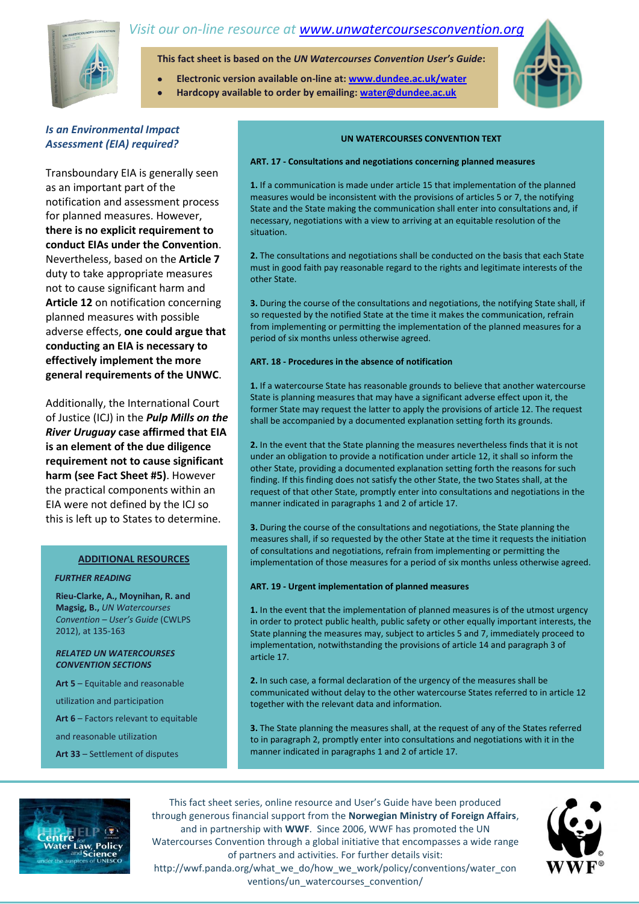*Visit our on-line resource at [www.unwatercoursesconvention.org](http://www.unwatercoursesconvention.org)*

**This fact sheet is based on the *UN Watercourses Convention User's Guide*:**

- **Electronic version available on-line at: [www.dundee.ac.uk/water](http://www.dundee.ac.uk/water)**
- **Hardcopy available to order by emailing: [water@dundee.ac.uk](mailto:water@dundee.ac.uk)**

### *Is an Environmental Impact Assessment (EIA) required?*

Transboundary EIA is generally seen as an important part of the notification and assessment process for planned measures. However, **there is no explicit requirement to conduct EIAs under the Convention**. Nevertheless, based on the **Article 7** duty to take appropriate measures not to cause significant harm and **Article 12** on notification concerning planned measures with possible adverse effects, **one could argue that conducting an EIA is necessary to effectively implement the more general requirements of the UNWC**.

Additionally, the International Court of Justice (ICJ) in the ***Pulp Mills on the River Uruguay*** **case affirmed that EIA is an element of the due diligence requirement not to cause significant harm (see Fact Sheet #5)**. However the practical components within an EIA were not defined by the ICJ so this is left up to States to determine.

## UN WATERCOURSES CONVENTION TEXT

**ART. 17 - Consultations and negotiations concerning planned measures**

**1.** If a communication is made under article 15 that implementation of the planned measures would be inconsistent with the provisions of articles 5 or 7, the notifying State and the State making the communication shall enter into consultations and, if necessary, negotiations with a view to arriving at an equitable resolution of the situation.

**2.** The consultations and negotiations shall be conducted on the basis that each State must in good faith pay reasonable regard to the rights and legitimate interests of the other State.

**3.** During the course of the consultations and negotiations, the notifying State shall, if so requested by the notified State at the time it makes the communication, refrain from implementing or permitting the implementation of the planned measures for a period of six months unless otherwise agreed.

**ART. 18 - Procedures in the absence of notification**

**1.** If a watercourse State has reasonable grounds to believe that another watercourse State is planning measures that may have a significant adverse effect upon it, the former State may request the latter to apply the provisions of article 12. The request shall be accompanied by a documented explanation setting forth its grounds.

**2.** In the event that the State planning the measures nevertheless finds that it is not under an obligation to provide a notification under article 12, it shall so inform the other State, providing a documented explanation setting forth the reasons for such finding. If this finding does not satisfy the other State, the two States shall, at the request of that other State, promptly enter into consultations and negotiations in the manner indicated in paragraphs 1 and 2 of article 17.

**3.** During the course of the consultations and negotiations, the State planning the measures shall, if so requested by the other State at the time it requests the initiation of consultations and negotiations, refrain from implementing or permitting the implementation of those measures for a period of six months unless otherwise agreed.

**ART. 19 - Urgent implementation of planned measures**

**1.** In the event that the implementation of planned measures is of the utmost urgency in order to protect public health, public safety or other equally important interests, the State planning the measures may, subject to articles 5 and 7, immediately proceed to implementation, notwithstanding the provisions of article 14 and paragraph 3 of article 17.

**2.** In such case, a formal declaration of the urgency of the measures shall be communicated without delay to the other watercourse States referred to in article 12 together with the relevant data and information.

**3.** The State planning the measures shall, at the request of any of the States referred to in paragraph 2, promptly enter into consultations and negotiations with it in the manner indicated in paragraphs 1 and 2 of article 17.

## ADDITIONAL RESOURCES

***FURTHER READING***

**Rieu-Clarke, A., Moynihan, R. and Magsig, B.,** *UN Watercourses Convention – User's Guide* (CWLPS 2012), at 135-163

***RELATED UN WATERCOURSES CONVENTION SECTIONS***

**Art 5** – Equitable and reasonable utilization and participation

**Art 6** – Factors relevant to equitable and reasonable utilization

**Art 33** – Settlement of disputes

This fact sheet series, online resource and User's Guide have been produced through generous financial support from the **Norwegian Ministry of Foreign Affairs**, and in partnership with **WWF**. Since 2006, WWF has promoted the UN Watercourses Convention through a global initiative that encompasses a wide range of partners and activities. For further details visit: http://wwf.panda.org/what_we_do/how_we_work/policy/conventions/water_conventions/un_watercourses_convention/